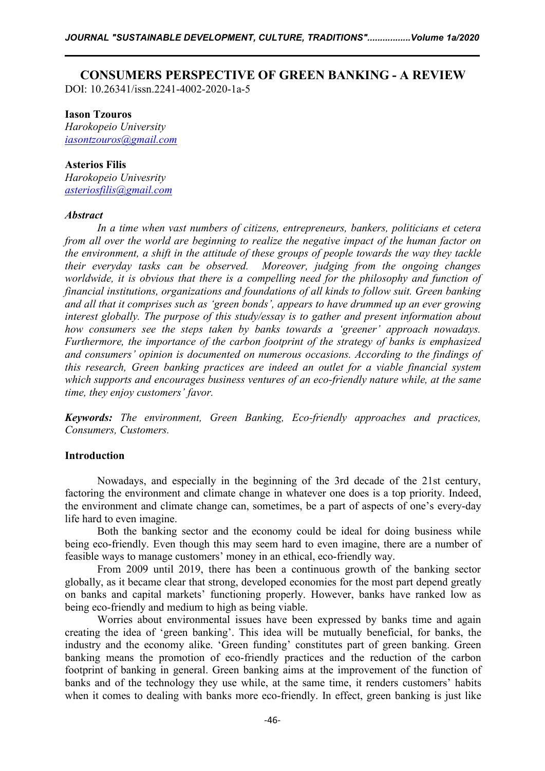# CONSUMERS PERSPECTIVE OF GREEN BANKING - A REVIEW

DOI: 10.26341/issn.2241-4002-2020-1a-5

**Iason Tzouros**
*Harokopeio University*
*iasontzouros@gmail.com*

**Asterios Filis**
*Harokopeio Univesrity*
*asteriosfilis@gmail.com*

***Abstract***

*In a time when vast numbers of citizens, entrepreneurs, bankers, politicians et cetera from all over the world are beginning to realize the negative impact of the human factor on the environment, a shift in the attitude of these groups of people towards the way they tackle their everyday tasks can be observed. Moreover, judging from the ongoing changes worldwide, it is obvious that there is a compelling need for the philosophy and function of financial institutions, organizations and foundations of all kinds to follow suit. Green banking and all that it comprises such as 'green bonds', appears to have drummed up an ever growing interest globally. The purpose of this study/essay is to gather and present information about how consumers see the steps taken by banks towards a 'greener' approach nowadays. Furthermore, the importance of the carbon footprint of the strategy of banks is emphasized and consumers' opinion is documented on numerous occasions. According to the findings of this research, Green banking practices are indeed an outlet for a viable financial system which supports and encourages business ventures of an eco-friendly nature while, at the same time, they enjoy customers' favor.*

***Keywords:*** *The environment, Green Banking, Eco-friendly approaches and practices, Consumers, Customers.*

**Introduction**

Nowadays, and especially in the beginning of the 3rd decade of the 21st century, factoring the environment and climate change in whatever one does is a top priority. Indeed, the environment and climate change can, sometimes, be a part of aspects of one's every-day life hard to even imagine.

Both the banking sector and the economy could be ideal for doing business while being eco-friendly. Even though this may seem hard to even imagine, there are a number of feasible ways to manage customers' money in an ethical, eco-friendly way.

From 2009 until 2019, there has been a continuous growth of the banking sector globally, as it became clear that strong, developed economies for the most part depend greatly on banks and capital markets' functioning properly. However, banks have ranked low as being eco-friendly and medium to high as being viable.

Worries about environmental issues have been expressed by banks time and again creating the idea of 'green banking'. This idea will be mutually beneficial, for banks, the industry and the economy alike. 'Green funding' constitutes part of green banking. Green banking means the promotion of eco-friendly practices and the reduction of the carbon footprint of banking in general. Green banking aims at the improvement of the function of banks and of the technology they use while, at the same time, it renders customers' habits when it comes to dealing with banks more eco-friendly. In effect, green banking is just like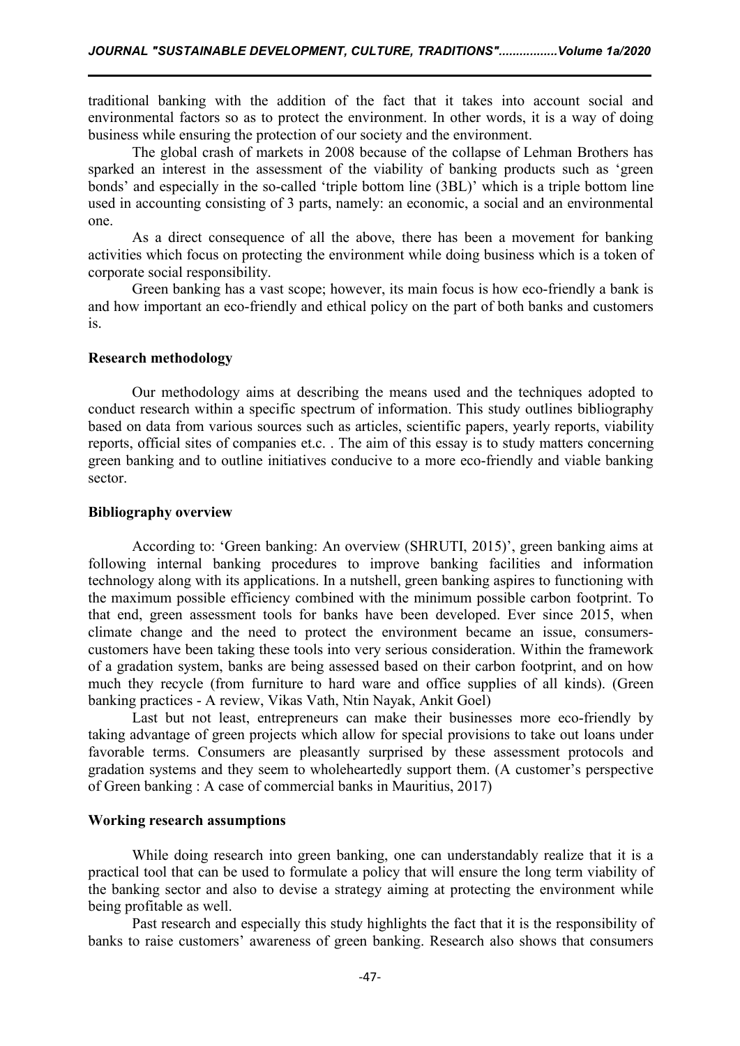traditional banking with the addition of the fact that it takes into account social and environmental factors so as to protect the environment. In other words, it is a way of doing business while ensuring the protection of our society and the environment.

The global crash of markets in 2008 because of the collapse of Lehman Brothers has sparked an interest in the assessment of the viability of banking products such as 'green bonds' and especially in the so-called 'triple bottom line (3BL)' which is a triple bottom line used in accounting consisting of 3 parts, namely: an economic, a social and an environmental one.

As a direct consequence of all the above, there has been a movement for banking activities which focus on protecting the environment while doing business which is a token of corporate social responsibility.

Green banking has a vast scope; however, its main focus is how eco-friendly a bank is and how important an eco-friendly and ethical policy on the part of both banks and customers is.

**Research methodology**

Our methodology aims at describing the means used and the techniques adopted to conduct research within a specific spectrum of information. This study outlines bibliography based on data from various sources such as articles, scientific papers, yearly reports, viability reports, official sites of companies et.c. . The aim of this essay is to study matters concerning green banking and to outline initiatives conducive to a more eco-friendly and viable banking sector.

**Bibliography overview**

According to: 'Green banking: An overview (SHRUTI, 2015)', green banking aims at following internal banking procedures to improve banking facilities and information technology along with its applications. In a nutshell, green banking aspires to functioning with the maximum possible efficiency combined with the minimum possible carbon footprint. To that end, green assessment tools for banks have been developed. Ever since 2015, when climate change and the need to protect the environment became an issue, consumers-customers have been taking these tools into very serious consideration. Within the framework of a gradation system, banks are being assessed based on their carbon footprint, and on how much they recycle (from furniture to hard ware and office supplies of all kinds). (Green banking practices - A review, Vikas Vath, Ntin Nayak, Ankit Goel)

Last but not least, entrepreneurs can make their businesses more eco-friendly by taking advantage of green projects which allow for special provisions to take out loans under favorable terms. Consumers are pleasantly surprised by these assessment protocols and gradation systems and they seem to wholeheartedly support them. (A customer's perspective of Green banking : A case of commercial banks in Mauritius, 2017)

**Working research assumptions**

While doing research into green banking, one can understandably realize that it is a practical tool that can be used to formulate a policy that will ensure the long term viability of the banking sector and also to devise a strategy aiming at protecting the environment while being profitable as well.

Past research and especially this study highlights the fact that it is the responsibility of banks to raise customers' awareness of green banking. Research also shows that consumers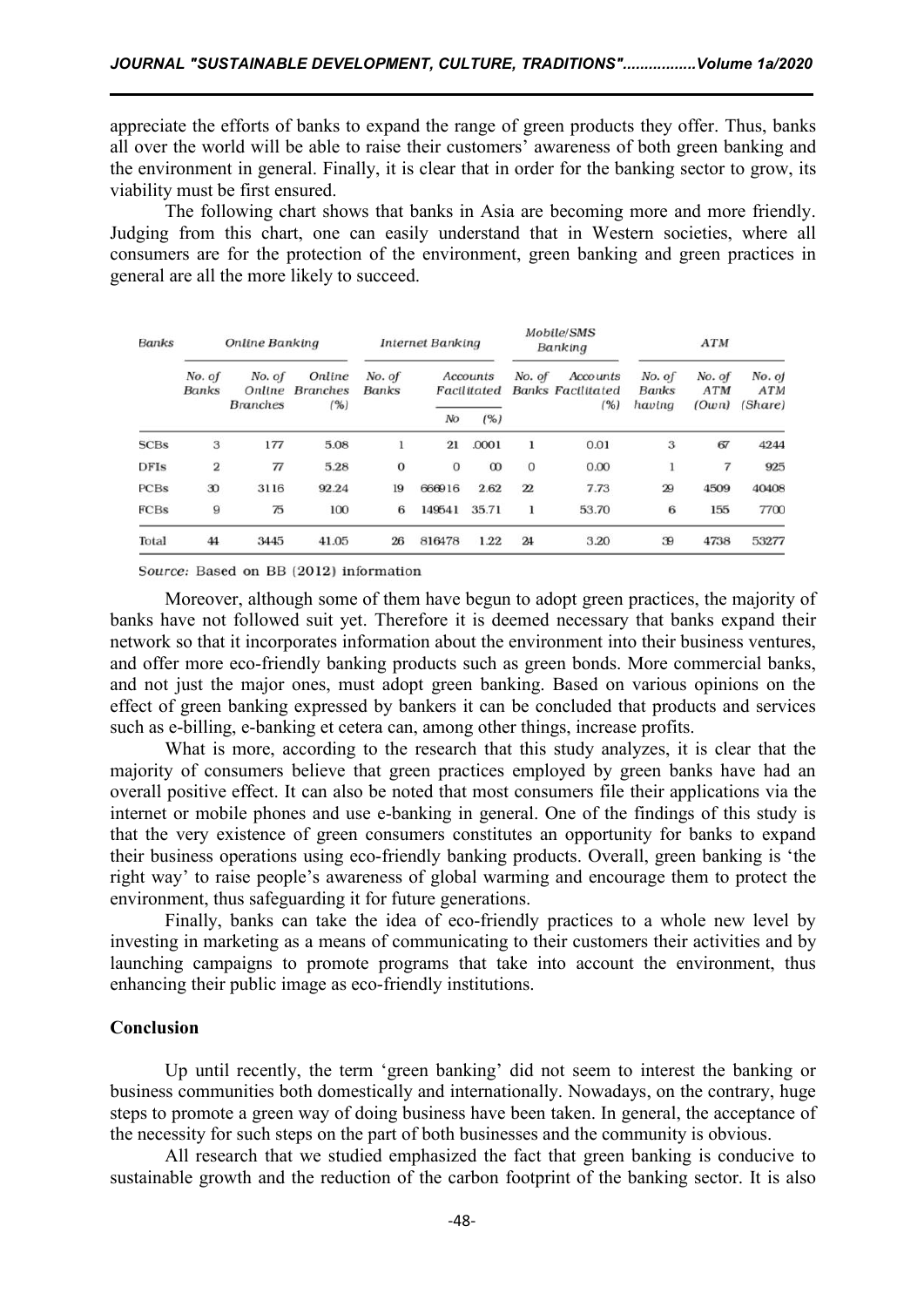appreciate the efforts of banks to expand the range of green products they offer. Thus, banks all over the world will be able to raise their customers' awareness of both green banking and the environment in general. Finally, it is clear that in order for the banking sector to grow, its viability must be first ensured.

The following chart shows that banks in Asia are becoming more and more friendly. Judging from this chart, one can easily understand that in Western societies, where all consumers are for the protection of the environment, green banking and green practices in general are all the more likely to succeed.

| Banks | Online Banking | | | Internet Banking | | | Mobile/SMS Banking | | ATM | | |
|---|---|---|---|---|---|---|---|---|---|---|---|
| | No. of Banks | No. of Online Branches | Online Branches (%) | No. of Banks | Accounts Facilitated | | No. of Banks | Accounts Facilitated (%) | No. of Banks having | No. of ATM (Own) | No. of ATM (Share) |
| | | | | | No | (%) | | | | | |
| SCBs | 3 | 177 | 5.08 | 1 | 21 | .0001 | 1 | 0.01 | 3 | 67 | 4244 |
| DFIs | 2 | 77 | 5.28 | 0 | 0 | 00 | 0 | 0.00 | 1 | 7 | 925 |
| PCBs | 30 | 3116 | 92.24 | 19 | 666916 | 2.62 | 22 | 7.73 | 29 | 4509 | 40408 |
| FCBs | 9 | 75 | 100 | 6 | 149541 | 35.71 | 1 | 53.70 | 6 | 155 | 7700 |
| Total | 44 | 3445 | 41.05 | 26 | 816478 | 1.22 | 24 | 3.20 | 39 | 4738 | 53277 |

*Source:* Based on BB (2012) information

Moreover, although some of them have begun to adopt green practices, the majority of banks have not followed suit yet. Therefore it is deemed necessary that banks expand their network so that it incorporates information about the environment into their business ventures, and offer more eco-friendly banking products such as green bonds. More commercial banks, and not just the major ones, must adopt green banking. Based on various opinions on the effect of green banking expressed by bankers it can be concluded that products and services such as e-billing, e-banking et cetera can, among other things, increase profits.

What is more, according to the research that this study analyzes, it is clear that the majority of consumers believe that green practices employed by green banks have had an overall positive effect. It can also be noted that most consumers file their applications via the internet or mobile phones and use e-banking in general. One of the findings of this study is that the very existence of green consumers constitutes an opportunity for banks to expand their business operations using eco-friendly banking products. Overall, green banking is 'the right way' to raise people's awareness of global warming and encourage them to protect the environment, thus safeguarding it for future generations.

Finally, banks can take the idea of eco-friendly practices to a whole new level by investing in marketing as a means of communicating to their customers their activities and by launching campaigns to promote programs that take into account the environment, thus enhancing their public image as eco-friendly institutions.

**Conclusion**

Up until recently, the term 'green banking' did not seem to interest the banking or business communities both domestically and internationally. Nowadays, on the contrary, huge steps to promote a green way of doing business have been taken. In general, the acceptance of the necessity for such steps on the part of both businesses and the community is obvious.

All research that we studied emphasized the fact that green banking is conducive to sustainable growth and the reduction of the carbon footprint of the banking sector. It is also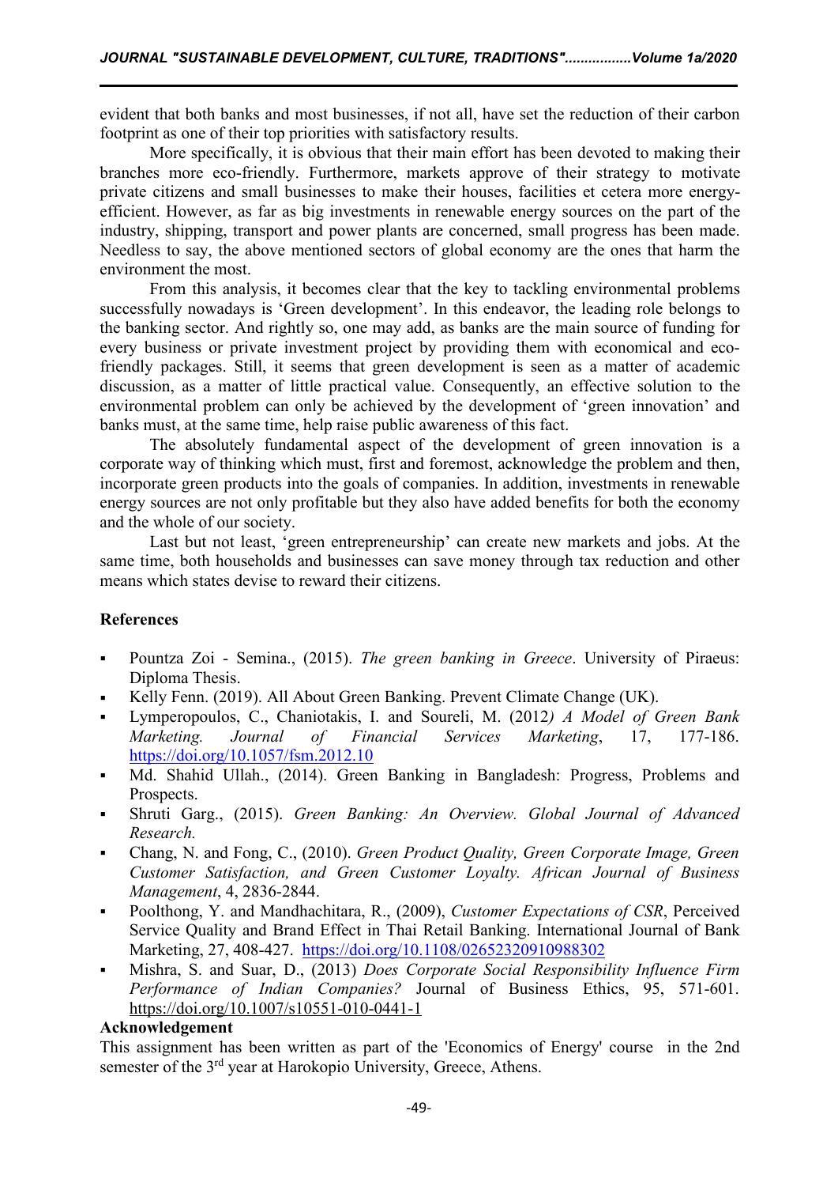evident that both banks and most businesses, if not all, have set the reduction of their carbon footprint as one of their top priorities with satisfactory results.

More specifically, it is obvious that their main effort has been devoted to making their branches more eco-friendly. Furthermore, markets approve of their strategy to motivate private citizens and small businesses to make their houses, facilities et cetera more energy-efficient. However, as far as big investments in renewable energy sources on the part of the industry, shipping, transport and power plants are concerned, small progress has been made. Needless to say, the above mentioned sectors of global economy are the ones that harm the environment the most.

From this analysis, it becomes clear that the key to tackling environmental problems successfully nowadays is 'Green development'. In this endeavor, the leading role belongs to the banking sector. And rightly so, one may add, as banks are the main source of funding for every business or private investment project by providing them with economical and eco-friendly packages. Still, it seems that green development is seen as a matter of academic discussion, as a matter of little practical value. Consequently, an effective solution to the environmental problem can only be achieved by the development of 'green innovation' and banks must, at the same time, help raise public awareness of this fact.

The absolutely fundamental aspect of the development of green innovation is a corporate way of thinking which must, first and foremost, acknowledge the problem and then, incorporate green products into the goals of companies. In addition, investments in renewable energy sources are not only profitable but they also have added benefits for both the economy and the whole of our society.

Last but not least, 'green entrepreneurship' can create new markets and jobs. At the same time, both households and businesses can save money through tax reduction and other means which states devise to reward their citizens.

## References

- Pountza Zoi - Semina., (2015). *The green banking in Greece*. University of Piraeus: Diploma Thesis.
- Kelly Fenn. (2019). All About Green Banking. Prevent Climate Change (UK).
- Lymperopoulos, C., Chaniotakis, I. and Soureli, M. (2012*) A Model of Green Bank Marketing. Journal of Financial Services Marketing*, 17, 177-186. https://doi.org/10.1057/fsm.2012.10
- Md. Shahid Ullah., (2014). Green Banking in Bangladesh: Progress, Problems and Prospects.
- Shruti Garg., (2015). *Green Banking: An Overview. Global Journal of Advanced Research.*
- Chang, N. and Fong, C., (2010). *Green Product Quality, Green Corporate Image, Green Customer Satisfaction, and Green Customer Loyalty. African Journal of Business Management*, 4, 2836-2844.
- Poolthong, Y. and Mandhachitara, R., (2009), *Customer Expectations of CSR*, Perceived Service Quality and Brand Effect in Thai Retail Banking. International Journal of Bank Marketing, 27, 408-427. https://doi.org/10.1108/02652320910988302
- Mishra, S. and Suar, D., (2013) *Does Corporate Social Responsibility Influence Firm Performance of Indian Companies?* Journal of Business Ethics, 95, 571-601. https://doi.org/10.1007/s10551-010-0441-1

## Acknowledgement

This assignment has been written as part of the 'Economics of Energy' course in the 2nd semester of the 3rd year at Harokopio University, Greece, Athens.